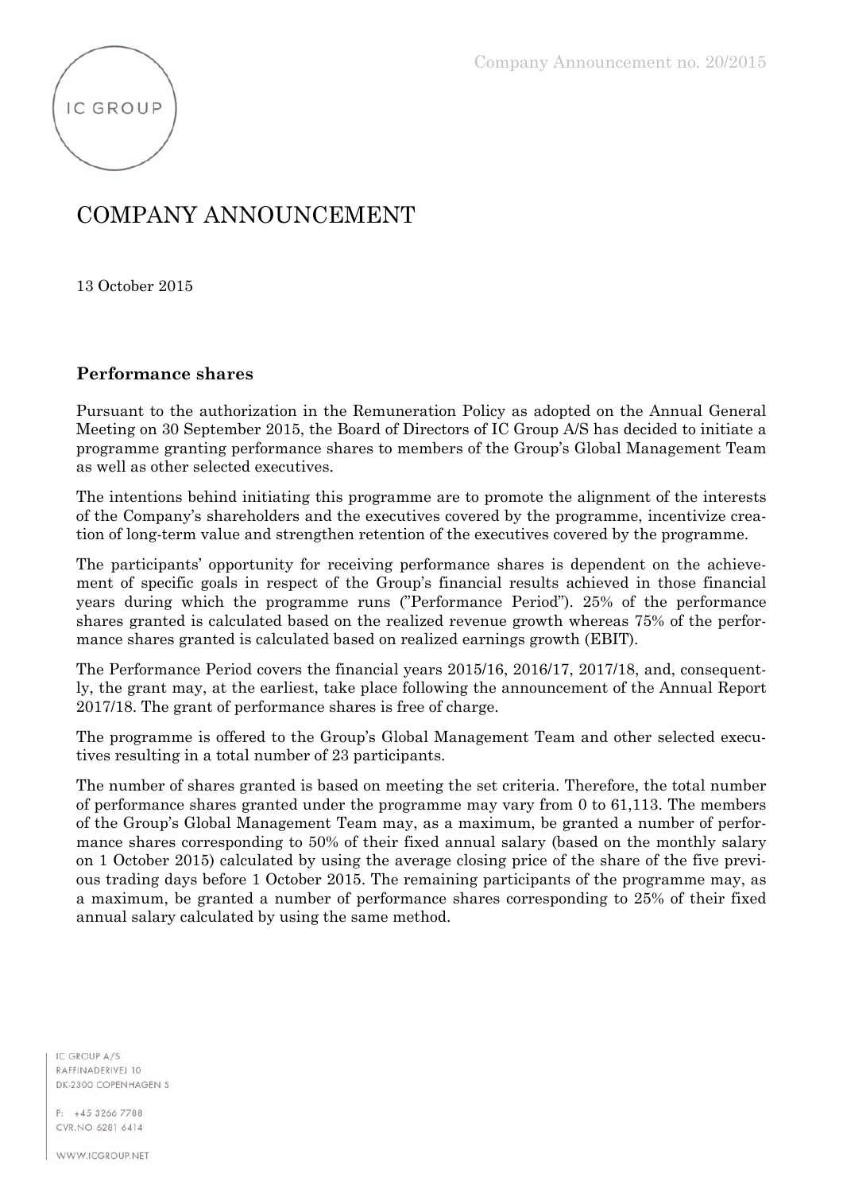# COMPANY ANNOUNCEMENT

13 October 2015

## Performance shares

Pursuant to the authorization in the Remuneration Policy as adopted on the Annual General Meeting on 30 September 2015, the Board of Directors of IC Group A/S has decided to initiate a programme granting performance shares to members of the Group's Global Management Team as well as other selected executives.

The intentions behind initiating this programme are to promote the alignment of the interests of the Company's shareholders and the executives covered by the programme, incentivize creation of long-term value and strengthen retention of the executives covered by the programme.

The participants' opportunity for receiving performance shares is dependent on the achievement of specific goals in respect of the Group's financial results achieved in those financial years during which the programme runs ("Performance Period"). 25% of the performance shares granted is calculated based on the realized revenue growth whereas 75% of the performance shares granted is calculated based on realized earnings growth (EBIT).

The Performance Period covers the financial years 2015/16, 2016/17, 2017/18, and, consequently, the grant may, at the earliest, take place following the announcement of the Annual Report 2017/18. The grant of performance shares is free of charge.

The programme is offered to the Group's Global Management Team and other selected executives resulting in a total number of 23 participants.

The number of shares granted is based on meeting the set criteria. Therefore, the total number of performance shares granted under the programme may vary from 0 to 61,113. The members of the Group's Global Management Team may, as a maximum, be granted a number of performance shares corresponding to 50% of their fixed annual salary (based on the monthly salary on 1 October 2015) calculated by using the average closing price of the share of the five previous trading days before 1 October 2015. The remaining participants of the programme may, as a maximum, be granted a number of performance shares corresponding to 25% of their fixed annual salary calculated by using the same method.

IC GROUP A/S
RAFFINADERIVEJ 10
DK-2300 COPENHAGEN S

P: +45 3266 7788
CVR.NO 6281 6414

WWW.ICGROUP.NET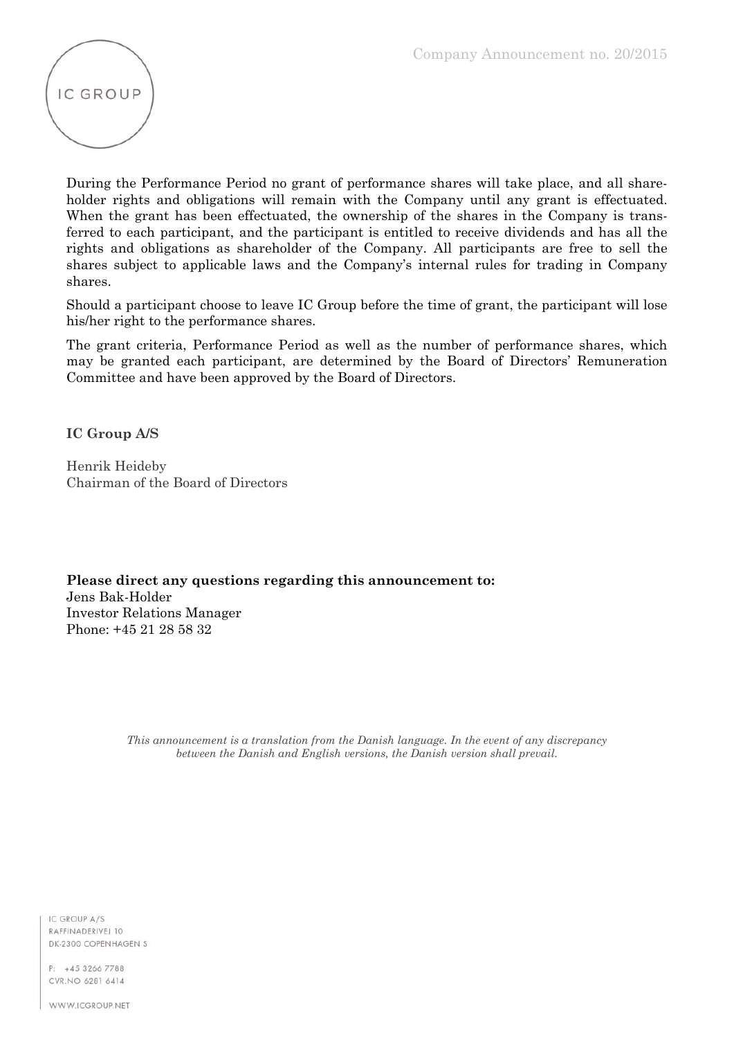During the Performance Period no grant of performance shares will take place, and all shareholder rights and obligations will remain with the Company until any grant is effectuated. When the grant has been effectuated, the ownership of the shares in the Company is transferred to each participant, and the participant is entitled to receive dividends and has all the rights and obligations as shareholder of the Company. All participants are free to sell the shares subject to applicable laws and the Company's internal rules for trading in Company shares.

Should a participant choose to leave IC Group before the time of grant, the participant will lose his/her right to the performance shares.

The grant criteria, Performance Period as well as the number of performance shares, which may be granted each participant, are determined by the Board of Directors' Remuneration Committee and have been approved by the Board of Directors.

**IC Group A/S**

Henrik Heideby
Chairman of the Board of Directors

**Please direct any questions regarding this announcement to:**
Jens Bak-Holder
Investor Relations Manager
Phone: +45 21 28 58 32

*This announcement is a translation from the Danish language. In the event of any discrepancy between the Danish and English versions, the Danish version shall prevail.*

IC GROUP A/S
RAFFINADERIVEJ 10
DK-2300 COPENHAGEN S

P: +45 3266 7788
CVR.NO 6281 6414

WWW.ICGROUP.NET